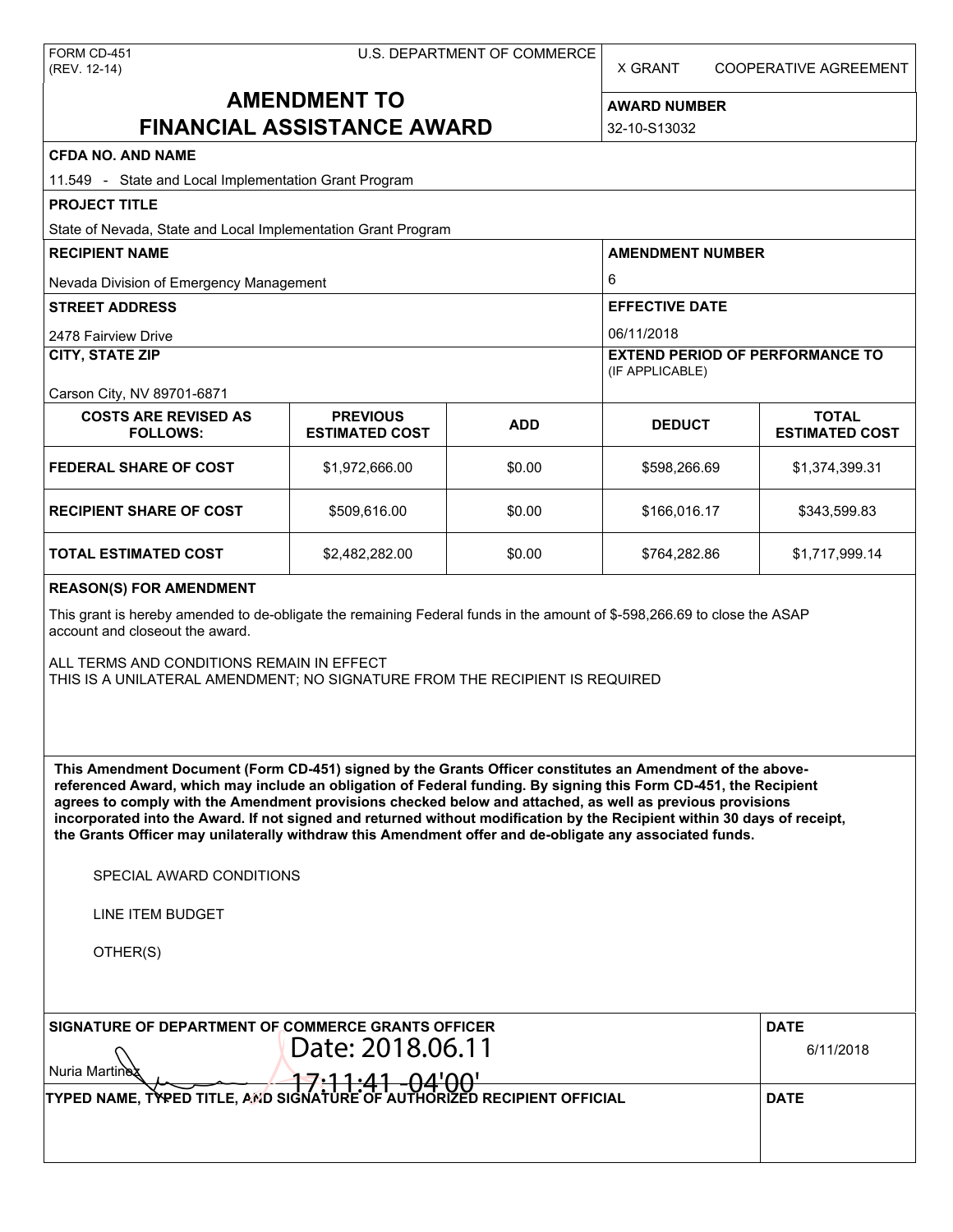FORM CD-451
(REV. 12-14)

U.S. DEPARTMENT OF COMMERCE

X GRANT    COOPERATIVE AGREEMENT

# AMENDMENT TO FINANCIAL ASSISTANCE AWARD

**AWARD NUMBER**
32-10-S13032

**CFDA NO. AND NAME**
11.549 - State and Local Implementation Grant Program

**PROJECT TITLE**
State of Nevada, State and Local Implementation Grant Program

**RECIPIENT NAME**
Nevada Division of Emergency Management

**AMENDMENT NUMBER**
6

**STREET ADDRESS**
2478 Fairview Drive

**EFFECTIVE DATE**
06/11/2018

**CITY, STATE ZIP**
Carson City, NV 89701-6871

**EXTEND PERIOD OF PERFORMANCE TO** (IF APPLICABLE)

| COSTS ARE REVISED AS FOLLOWS: | PREVIOUS ESTIMATED COST | ADD | DEDUCT | TOTAL ESTIMATED COST |
|---|---|---|---|---|
| FEDERAL SHARE OF COST | $1,972,666.00 | $0.00 | $598,266.69 | $1,374,399.31 |
| RECIPIENT SHARE OF COST | $509,616.00 | $0.00 | $166,016.17 | $343,599.83 |
| TOTAL ESTIMATED COST | $2,482,282.00 | $0.00 | $764,282.86 | $1,717,999.14 |

**REASON(S) FOR AMENDMENT**

This grant is hereby amended to de-obligate the remaining Federal funds in the amount of $-598,266.69 to close the ASAP account and closeout the award.

ALL TERMS AND CONDITIONS REMAIN IN EFFECT
THIS IS A UNILATERAL AMENDMENT; NO SIGNATURE FROM THE RECIPIENT IS REQUIRED

**This Amendment Document (Form CD-451) signed by the Grants Officer constitutes an Amendment of the above-referenced Award, which may include an obligation of Federal funding. By signing this Form CD-451, the Recipient agrees to comply with the Amendment provisions checked below and attached, as well as previous provisions incorporated into the Award. If not signed and returned without modification by the Recipient within 30 days of receipt, the Grants Officer may unilaterally withdraw this Amendment offer and de-obligate any associated funds.**

SPECIAL AWARD CONDITIONS

LINE ITEM BUDGET

OTHER(S)

**SIGNATURE OF DEPARTMENT OF COMMERCE GRANTS OFFICER**
Nuria Martinez
Date: 2018.06.11 17:11:41 -04'00'

**DATE**
6/11/2018

**TYPED NAME, TYPED TITLE, AND SIGNATURE OF AUTHORIZED RECIPIENT OFFICIAL**

**DATE**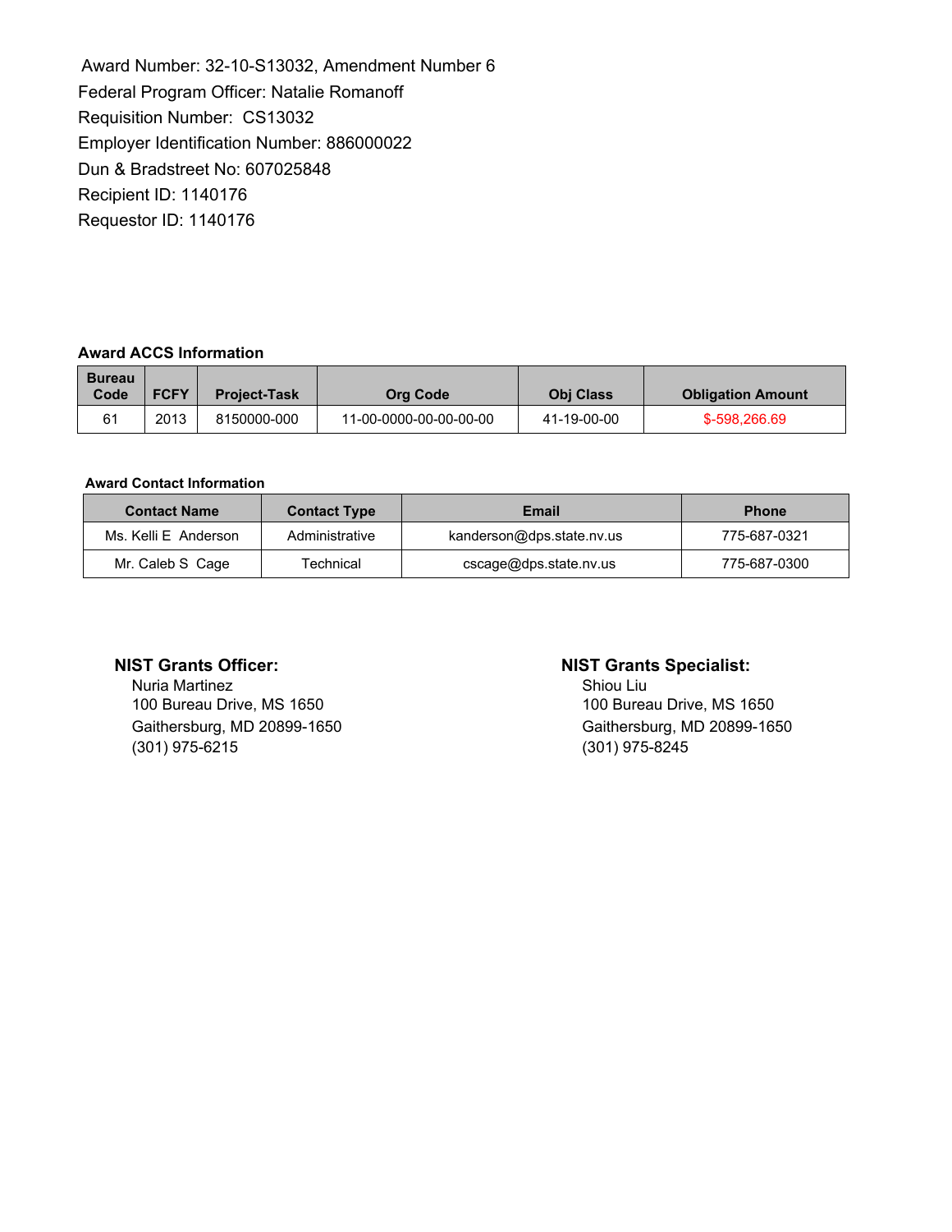Award Number: 32-10-S13032, Amendment Number 6
Federal Program Officer: Natalie Romanoff
Requisition Number: CS13032
Employer Identification Number: 886000022
Dun & Bradstreet No: 607025848
Recipient ID: 1140176
Requestor ID: 1140176

**Award ACCS Information**

| Bureau Code | FCFY | Project-Task | Org Code | Obj Class | Obligation Amount |
|---|---|---|---|---|---|
| 61 | 2013 | 8150000-000 | 11-00-0000-00-00-00-00 | 41-19-00-00 | $-598,266.69 |

**Award Contact Information**

| Contact Name | Contact Type | Email | Phone |
|---|---|---|---|
| Ms. Kelli E Anderson | Administrative | kanderson@dps.state.nv.us | 775-687-0321 |
| Mr. Caleb S Cage | Technical | cscage@dps.state.nv.us | 775-687-0300 |

**NIST Grants Officer:**
Nuria Martinez
100 Bureau Drive, MS 1650
Gaithersburg, MD 20899-1650
(301) 975-6215

**NIST Grants Specialist:**
Shiou Liu
100 Bureau Drive, MS 1650
Gaithersburg, MD 20899-1650
(301) 975-8245